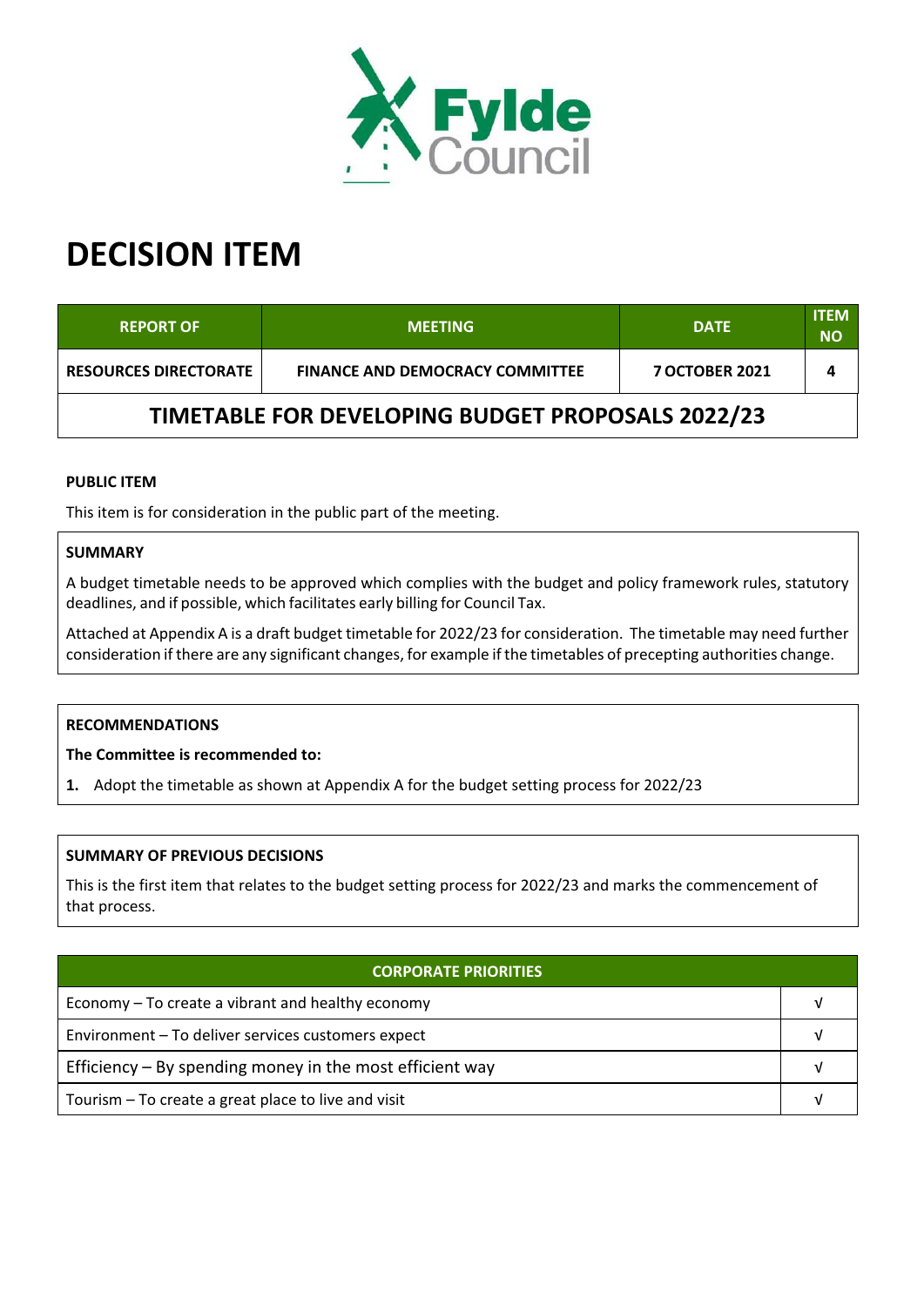# DECISION ITEM

| REPORT OF | MEETING | DATE | ITEM NO |
|---|---|---|---|
| RESOURCES DIRECTORATE | FINANCE AND DEMOCRACY COMMITTEE | 7 OCTOBER 2021 | 4 |

## TIMETABLE FOR DEVELOPING BUDGET PROPOSALS 2022/23

**PUBLIC ITEM**

This item is for consideration in the public part of the meeting.

**SUMMARY**

A budget timetable needs to be approved which complies with the budget and policy framework rules, statutory deadlines, and if possible, which facilitates early billing for Council Tax.

Attached at Appendix A is a draft budget timetable for 2022/23 for consideration. The timetable may need further consideration if there are any significant changes, for example if the timetables of precepting authorities change.

**RECOMMENDATIONS**

**The Committee is recommended to:**

**1.** Adopt the timetable as shown at Appendix A for the budget setting process for 2022/23

**SUMMARY OF PREVIOUS DECISIONS**

This is the first item that relates to the budget setting process for 2022/23 and marks the commencement of that process.

| CORPORATE PRIORITIES | |
|---|---|
| Economy – To create a vibrant and healthy economy | √ |
| Environment – To deliver services customers expect | √ |
| Efficiency – By spending money in the most efficient way | √ |
| Tourism – To create a great place to live and visit | √ |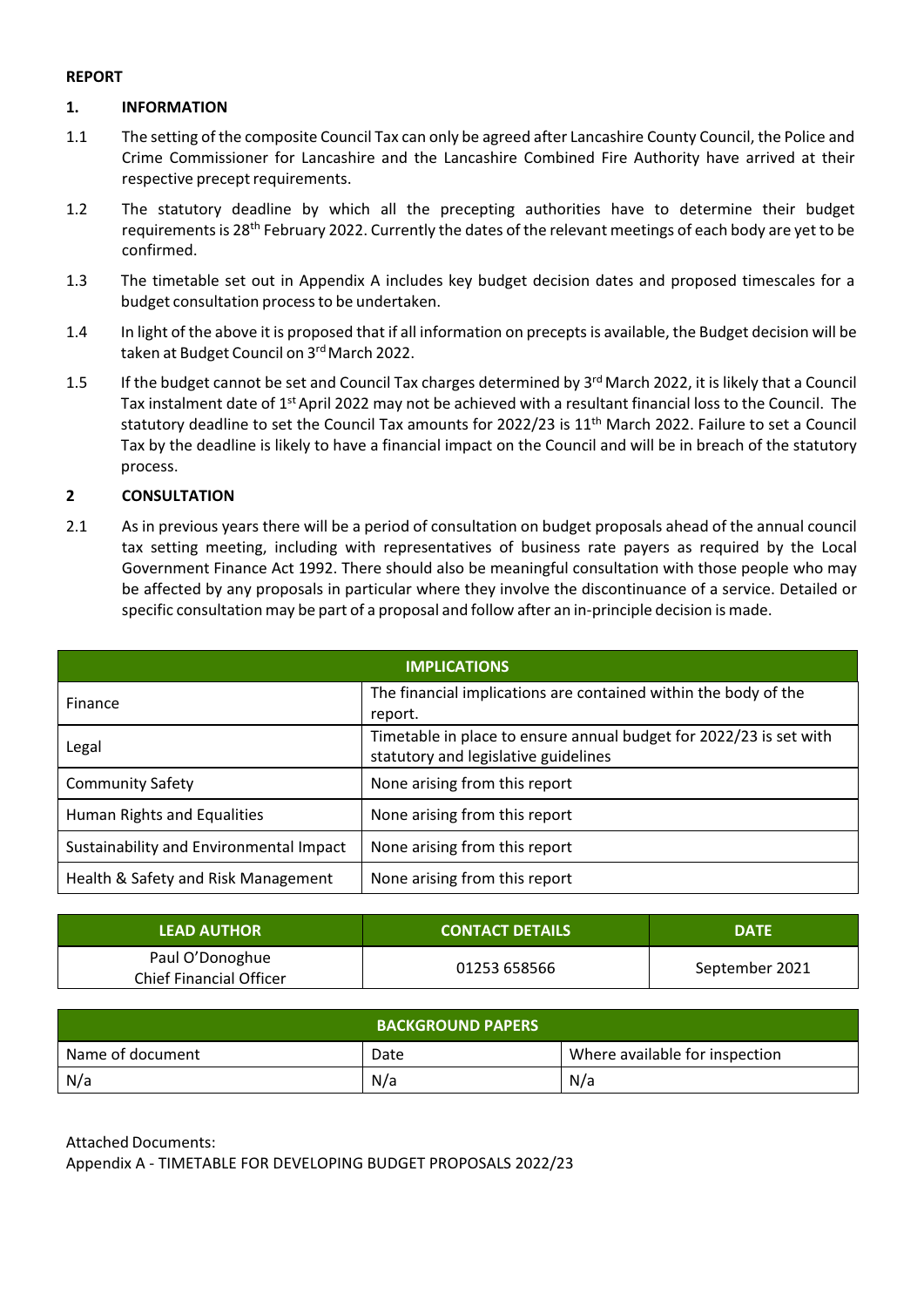**REPORT**

**1. INFORMATION**

1.1 The setting of the composite Council Tax can only be agreed after Lancashire County Council, the Police and Crime Commissioner for Lancashire and the Lancashire Combined Fire Authority have arrived at their respective precept requirements.

1.2 The statutory deadline by which all the precepting authorities have to determine their budget requirements is 28th February 2022. Currently the dates of the relevant meetings of each body are yet to be confirmed.

1.3 The timetable set out in Appendix A includes key budget decision dates and proposed timescales for a budget consultation process to be undertaken.

1.4 In light of the above it is proposed that if all information on precepts is available, the Budget decision will be taken at Budget Council on 3rd March 2022.

1.5 If the budget cannot be set and Council Tax charges determined by 3rd March 2022, it is likely that a Council Tax instalment date of 1st April 2022 may not be achieved with a resultant financial loss to the Council. The statutory deadline to set the Council Tax amounts for 2022/23 is 11th March 2022. Failure to set a Council Tax by the deadline is likely to have a financial impact on the Council and will be in breach of the statutory process.

**2 CONSULTATION**

2.1 As in previous years there will be a period of consultation on budget proposals ahead of the annual council tax setting meeting, including with representatives of business rate payers as required by the Local Government Finance Act 1992. There should also be meaningful consultation with those people who may be affected by any proposals in particular where they involve the discontinuance of a service. Detailed or specific consultation may be part of a proposal and follow after an in-principle decision is made.

| IMPLICATIONS | |
|---|---|
| Finance | The financial implications are contained within the body of the report. |
| Legal | Timetable in place to ensure annual budget for 2022/23 is set with statutory and legislative guidelines |
| Community Safety | None arising from this report |
| Human Rights and Equalities | None arising from this report |
| Sustainability and Environmental Impact | None arising from this report |
| Health & Safety and Risk Management | None arising from this report |

| LEAD AUTHOR | CONTACT DETAILS | DATE |
|---|---|---|
| Paul O'Donoghue<br>Chief Financial Officer | 01253 658566 | September 2021 |

| BACKGROUND PAPERS | | |
|---|---|---|
| Name of document | Date | Where available for inspection |
| N/a | N/a | N/a |

Attached Documents:
Appendix A - TIMETABLE FOR DEVELOPING BUDGET PROPOSALS 2022/23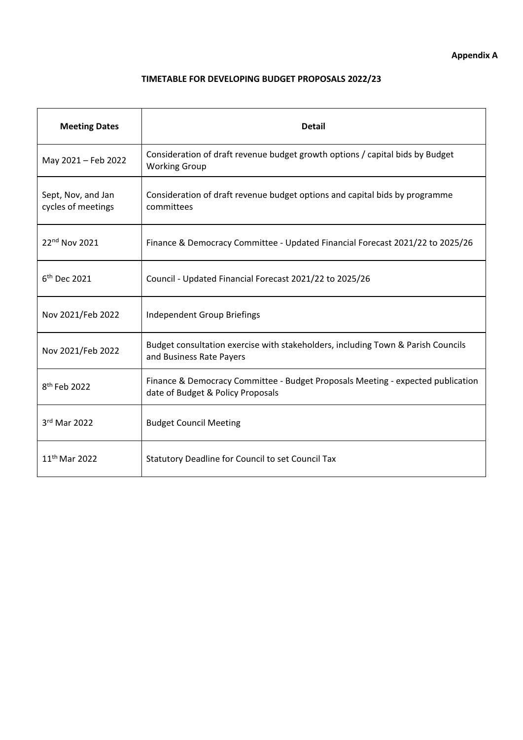**Appendix A**

# TIMETABLE FOR DEVELOPING BUDGET PROPOSALS 2022/23

| Meeting Dates | Detail |
|---|---|
| May 2021 – Feb 2022 | Consideration of draft revenue budget growth options / capital bids by Budget Working Group |
| Sept, Nov, and Jan cycles of meetings | Consideration of draft revenue budget options and capital bids by programme committees |
| 22nd Nov 2021 | Finance & Democracy Committee - Updated Financial Forecast 2021/22 to 2025/26 |
| 6th Dec 2021 | Council - Updated Financial Forecast 2021/22 to 2025/26 |
| Nov 2021/Feb 2022 | Independent Group Briefings |
| Nov 2021/Feb 2022 | Budget consultation exercise with stakeholders, including Town & Parish Councils and Business Rate Payers |
| 8th Feb 2022 | Finance & Democracy Committee - Budget Proposals Meeting - expected publication date of Budget & Policy Proposals |
| 3rd Mar 2022 | Budget Council Meeting |
| 11th Mar 2022 | Statutory Deadline for Council to set Council Tax |